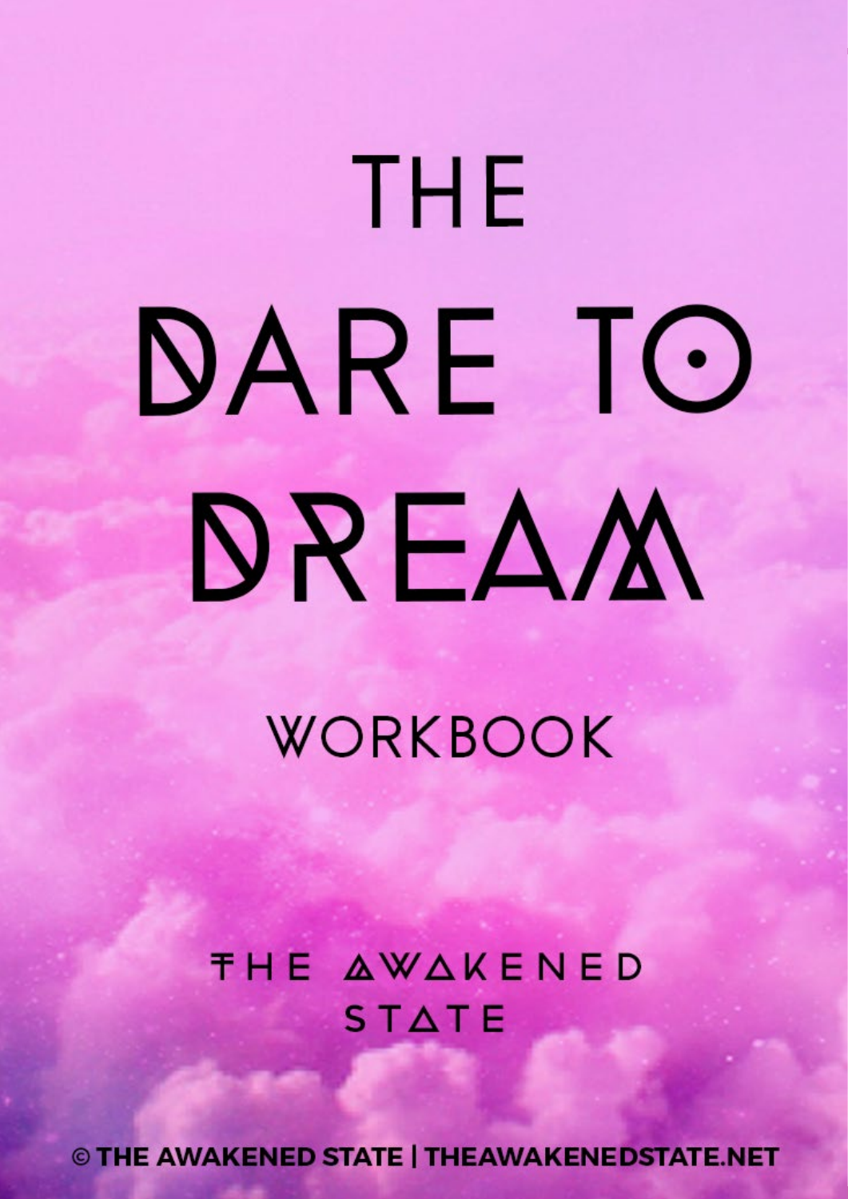# THE DARE TO DREAM

## WORKBOOK

THE AWAKENED STATE

© THE AWAKENED STATE | THEAWAKENEDSTATE.NET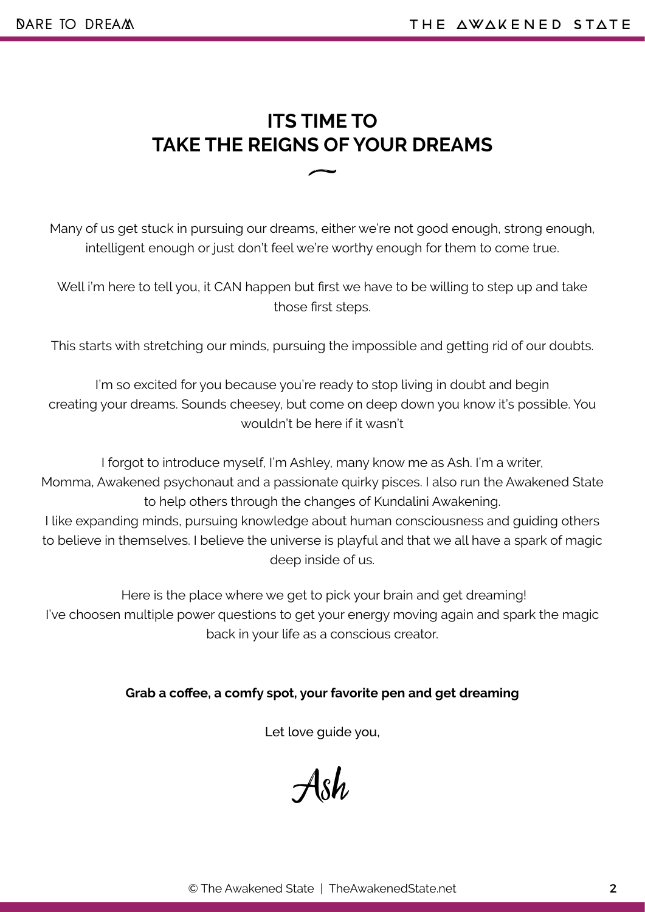# ITS TIME TO
# TAKE THE REIGNS OF YOUR DREAMS

~

Many of us get stuck in pursuing our dreams, either we're not good enough, strong enough, intelligent enough or just don't feel we're worthy enough for them to come true.

Well i'm here to tell you, it CAN happen but first we have to be willing to step up and take those first steps.

This starts with stretching our minds, pursuing the impossible and getting rid of our doubts.

I'm so excited for you because you're ready to stop living in doubt and begin creating your dreams. Sounds cheesey, but come on deep down you know it's possible. You wouldn't be here if it wasn't

I forgot to introduce myself, I'm Ashley, many know me as Ash. I'm a writer, Momma, Awakened psychonaut and a passionate quirky pisces. I also run the Awakened State to help others through the changes of Kundalini Awakening.
I like expanding minds, pursuing knowledge about human consciousness and guiding others to believe in themselves. I believe the universe is playful and that we all have a spark of magic deep inside of us.

Here is the place where we get to pick your brain and get dreaming!
I've choosen multiple power questions to get your energy moving again and spark the magic back in your life as a conscious creator.

**Grab a coffee, a comfy spot, your favorite pen and get dreaming**

Let love guide you,

*Ash*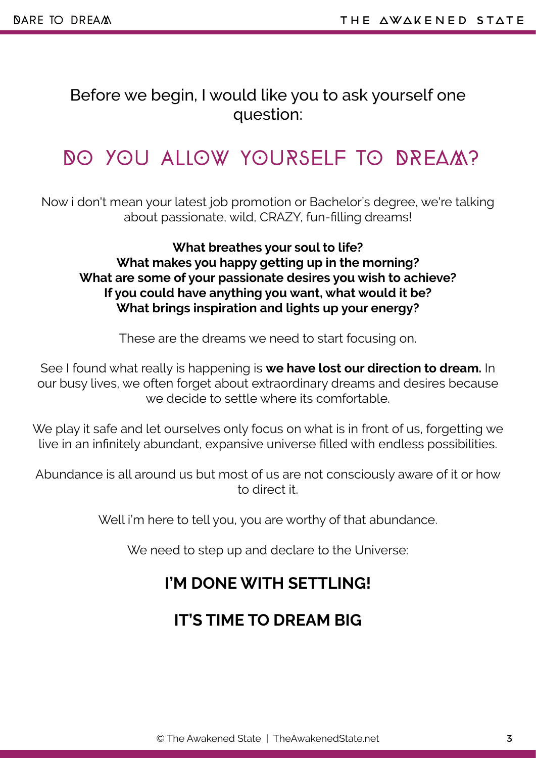Before we begin, I would like you to ask yourself one question:

# DO YOU ALLOW YOURSELF TO DREAM?

Now i don't mean your latest job promotion or Bachelor's degree, we're talking about passionate, wild, CRAZY, fun-filling dreams!

**What breathes your soul to life?**
**What makes you happy getting up in the morning?**
**What are some of your passionate desires you wish to achieve?**
**If you could have anything you want, what would it be?**
**What brings inspiration and lights up your energy?**

These are the dreams we need to start focusing on.

See I found what really is happening is **we have lost our direction to dream.** In our busy lives, we often forget about extraordinary dreams and desires because we decide to settle where its comfortable.

We play it safe and let ourselves only focus on what is in front of us, forgetting we live in an infinitely abundant, expansive universe filled with endless possibilities.

Abundance is all around us but most of us are not consciously aware of it or how to direct it.

Well i'm here to tell you, you are worthy of that abundance.

We need to step up and declare to the Universe:

## I'M DONE WITH SETTLING!

## IT'S TIME TO DREAM BIG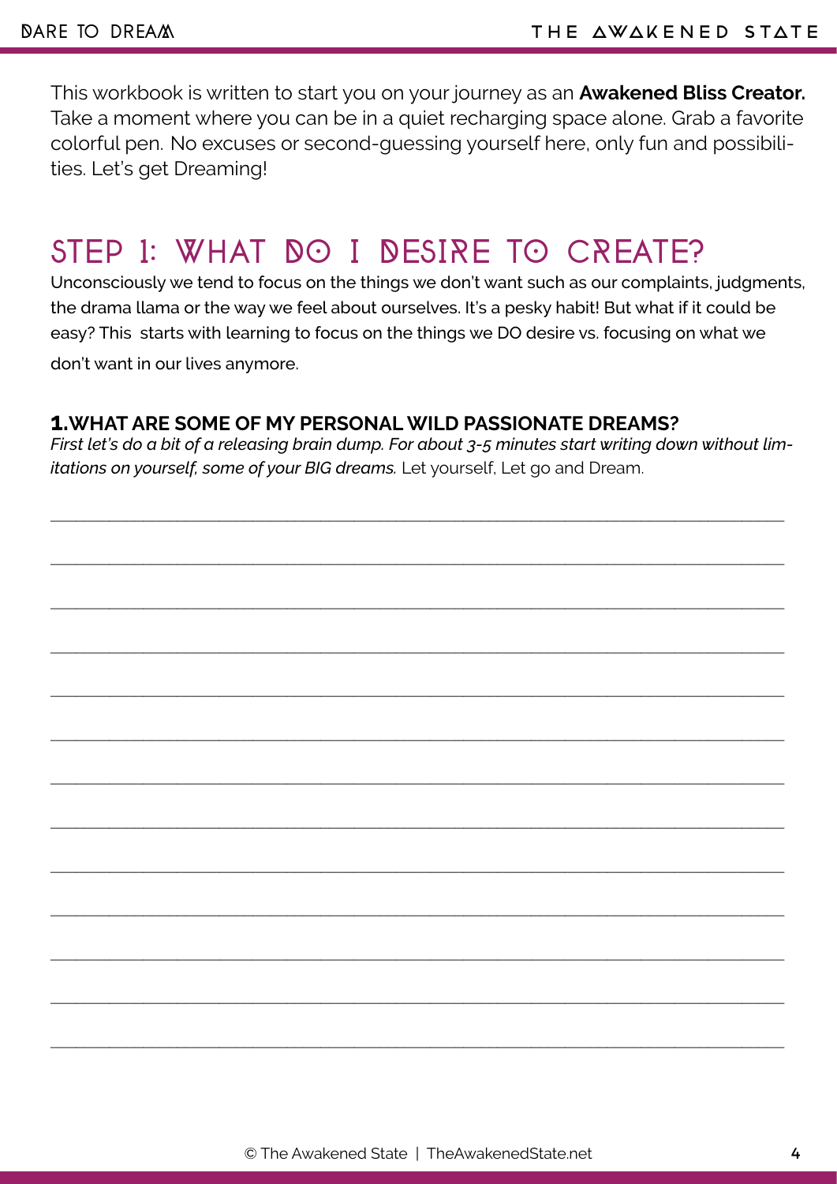This workbook is written to start you on your journey as an **Awakened Bliss Creator.** Take a moment where you can be in a quiet recharging space alone. Grab a favorite colorful pen. No excuses or second-guessing yourself here, only fun and possibilities. Let's get Dreaming!

## STEP 1: WHAT DO I DESIRE TO CREATE?

Unconsciously we tend to focus on the things we don't want such as our complaints, judgments, the drama llama or the way we feel about ourselves. It's a pesky habit! But what if it could be easy? This starts with learning to focus on the things we DO desire vs. focusing on what we don't want in our lives anymore.

### 1. WHAT ARE SOME OF MY PERSONAL WILD PASSIONATE DREAMS?

*First let's do a bit of a releasing brain dump. For about 3-5 minutes start writing down without limitations on yourself, some of your BIG dreams.* Let yourself, Let go and Dream.

_______________________________________________

_______________________________________________

_______________________________________________

_______________________________________________

_______________________________________________

_______________________________________________

_______________________________________________

_______________________________________________

_______________________________________________

_______________________________________________

_______________________________________________

_______________________________________________

_______________________________________________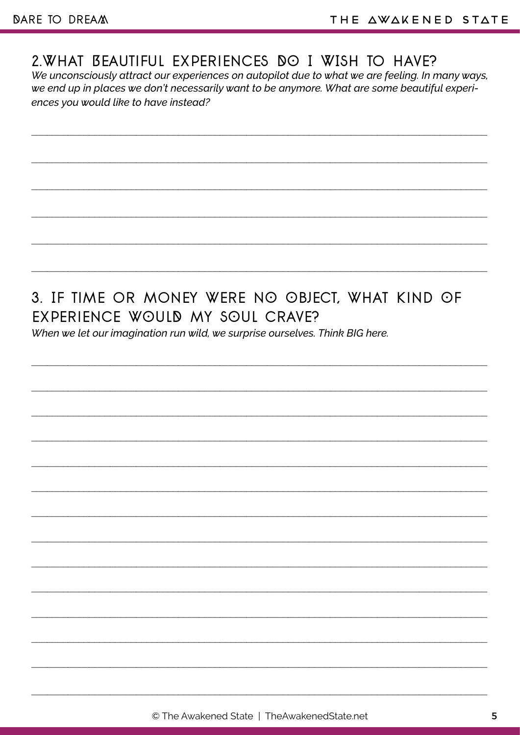## 2.WHAT BEAUTIFUL EXPERIENCES DO I WISH TO HAVE?

*We unconsciously attract our experiences on autopilot due to what we are feeling. In many ways, we end up in places we don't necessarily want to be anymore. What are some beautiful experiences you would like to have instead?*

## 3. IF TIME OR MONEY WERE NO OBJECT, WHAT KIND OF EXPERIENCE WOULD MY SOUL CRAVE?

*When we let our imagination run wild, we surprise ourselves. Think BIG here.*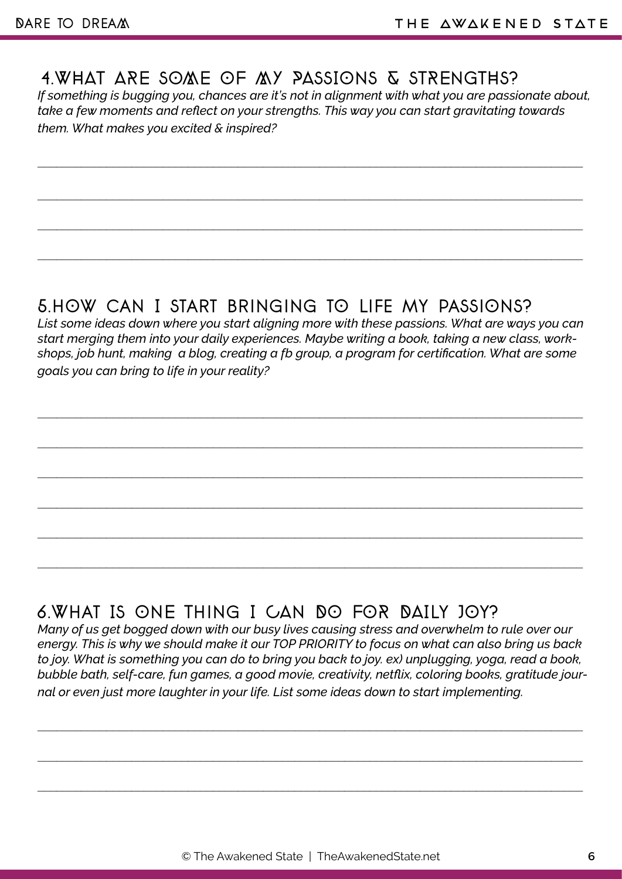## 4. WHAT ARE SOME OF MY PASSIONS & STRENGTHS?

*If something is bugging you, chances are it's not in alignment with what you are passionate about, take a few moments and reflect on your strengths. This way you can start gravitating towards them. What makes you excited & inspired?*

\_\_\_\_\_\_\_\_\_\_\_\_\_\_\_\_\_\_\_\_\_\_\_\_\_\_\_\_\_\_\_\_\_\_\_\_\_\_\_\_\_\_\_\_\_\_\_\_\_\_\_\_\_\_\_\_\_\_\_\_\_\_\_\_\_\_\_\_\_\_\_\_\_\_\_\_

\_\_\_\_\_\_\_\_\_\_\_\_\_\_\_\_\_\_\_\_\_\_\_\_\_\_\_\_\_\_\_\_\_\_\_\_\_\_\_\_\_\_\_\_\_\_\_\_\_\_\_\_\_\_\_\_\_\_\_\_\_\_\_\_\_\_\_\_\_\_\_\_\_\_\_\_

\_\_\_\_\_\_\_\_\_\_\_\_\_\_\_\_\_\_\_\_\_\_\_\_\_\_\_\_\_\_\_\_\_\_\_\_\_\_\_\_\_\_\_\_\_\_\_\_\_\_\_\_\_\_\_\_\_\_\_\_\_\_\_\_\_\_\_\_\_\_\_\_\_\_\_\_

\_\_\_\_\_\_\_\_\_\_\_\_\_\_\_\_\_\_\_\_\_\_\_\_\_\_\_\_\_\_\_\_\_\_\_\_\_\_\_\_\_\_\_\_\_\_\_\_\_\_\_\_\_\_\_\_\_\_\_\_\_\_\_\_\_\_\_\_\_\_\_\_\_\_\_\_

## 5. HOW CAN I START BRINGING TO LIFE MY PASSIONS?

*List some ideas down where you start aligning more with these passions. What are ways you can start merging them into your daily experiences. Maybe writing a book, taking a new class, workshops, job hunt, making a blog, creating a fb group, a program for certification. What are some goals you can bring to life in your reality?*

\_\_\_\_\_\_\_\_\_\_\_\_\_\_\_\_\_\_\_\_\_\_\_\_\_\_\_\_\_\_\_\_\_\_\_\_\_\_\_\_\_\_\_\_\_\_\_\_\_\_\_\_\_\_\_\_\_\_\_\_\_\_\_\_\_\_\_\_\_\_\_\_\_\_\_\_

\_\_\_\_\_\_\_\_\_\_\_\_\_\_\_\_\_\_\_\_\_\_\_\_\_\_\_\_\_\_\_\_\_\_\_\_\_\_\_\_\_\_\_\_\_\_\_\_\_\_\_\_\_\_\_\_\_\_\_\_\_\_\_\_\_\_\_\_\_\_\_\_\_\_\_\_

\_\_\_\_\_\_\_\_\_\_\_\_\_\_\_\_\_\_\_\_\_\_\_\_\_\_\_\_\_\_\_\_\_\_\_\_\_\_\_\_\_\_\_\_\_\_\_\_\_\_\_\_\_\_\_\_\_\_\_\_\_\_\_\_\_\_\_\_\_\_\_\_\_\_\_\_

\_\_\_\_\_\_\_\_\_\_\_\_\_\_\_\_\_\_\_\_\_\_\_\_\_\_\_\_\_\_\_\_\_\_\_\_\_\_\_\_\_\_\_\_\_\_\_\_\_\_\_\_\_\_\_\_\_\_\_\_\_\_\_\_\_\_\_\_\_\_\_\_\_\_\_\_

\_\_\_\_\_\_\_\_\_\_\_\_\_\_\_\_\_\_\_\_\_\_\_\_\_\_\_\_\_\_\_\_\_\_\_\_\_\_\_\_\_\_\_\_\_\_\_\_\_\_\_\_\_\_\_\_\_\_\_\_\_\_\_\_\_\_\_\_\_\_\_\_\_\_\_\_

\_\_\_\_\_\_\_\_\_\_\_\_\_\_\_\_\_\_\_\_\_\_\_\_\_\_\_\_\_\_\_\_\_\_\_\_\_\_\_\_\_\_\_\_\_\_\_\_\_\_\_\_\_\_\_\_\_\_\_\_\_\_\_\_\_\_\_\_\_\_\_\_\_\_\_\_

## 6. WHAT IS ONE THING I CAN DO FOR DAILY JOY?

*Many of us get bogged down with our busy lives causing stress and overwhelm to rule over our energy. This is why we should make it our TOP PRIORITY to focus on what can also bring us back to joy. What is something you can do to bring you back to joy. ex) unplugging, yoga, read a book, bubble bath, self-care, fun games, a good movie, creativity, netflix, coloring books, gratitude journal or even just more laughter in your life. List some ideas down to start implementing.*

\_\_\_\_\_\_\_\_\_\_\_\_\_\_\_\_\_\_\_\_\_\_\_\_\_\_\_\_\_\_\_\_\_\_\_\_\_\_\_\_\_\_\_\_\_\_\_\_\_\_\_\_\_\_\_\_\_\_\_\_\_\_\_\_\_\_\_\_\_\_\_\_\_\_\_\_

\_\_\_\_\_\_\_\_\_\_\_\_\_\_\_\_\_\_\_\_\_\_\_\_\_\_\_\_\_\_\_\_\_\_\_\_\_\_\_\_\_\_\_\_\_\_\_\_\_\_\_\_\_\_\_\_\_\_\_\_\_\_\_\_\_\_\_\_\_\_\_\_\_\_\_\_

\_\_\_\_\_\_\_\_\_\_\_\_\_\_\_\_\_\_\_\_\_\_\_\_\_\_\_\_\_\_\_\_\_\_\_\_\_\_\_\_\_\_\_\_\_\_\_\_\_\_\_\_\_\_\_\_\_\_\_\_\_\_\_\_\_\_\_\_\_\_\_\_\_\_\_\_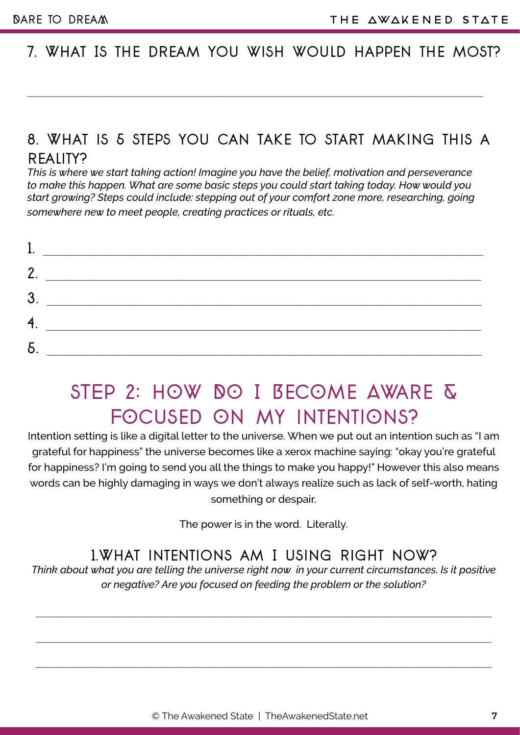### 7. WHAT IS THE DREAM YOU WISH WOULD HAPPEN THE MOST?

\_\_\_\_\_\_\_\_\_\_\_\_\_\_\_\_\_\_\_\_\_\_\_\_\_\_\_\_\_\_\_\_\_\_\_\_\_\_\_\_\_\_\_\_\_\_\_\_\_\_\_\_\_\_\_\_\_\_\_\_\_\_\_\_\_\_\_\_\_\_

### 8. WHAT IS 5 STEPS YOU CAN TAKE TO START MAKING THIS A REALITY?

*This is where we start taking action! Imagine you have the belief, motivation and perseverance to make this happen. What are some basic steps you could start taking today. How would you start growing? Steps could include: stepping out of your comfort zone more, researching, going somewhere new to meet people, creating practices or rituals, etc.*

1. \_\_\_\_\_\_\_\_\_\_\_\_\_\_\_\_\_\_\_\_\_\_\_\_\_\_\_\_\_\_\_\_\_\_\_\_\_\_\_\_\_\_\_\_\_\_\_\_\_\_\_\_\_\_\_\_\_\_\_\_\_\_\_\_
2. \_\_\_\_\_\_\_\_\_\_\_\_\_\_\_\_\_\_\_\_\_\_\_\_\_\_\_\_\_\_\_\_\_\_\_\_\_\_\_\_\_\_\_\_\_\_\_\_\_\_\_\_\_\_\_\_\_\_\_\_\_\_\_\_
3. \_\_\_\_\_\_\_\_\_\_\_\_\_\_\_\_\_\_\_\_\_\_\_\_\_\_\_\_\_\_\_\_\_\_\_\_\_\_\_\_\_\_\_\_\_\_\_\_\_\_\_\_\_\_\_\_\_\_\_\_\_\_\_\_
4. \_\_\_\_\_\_\_\_\_\_\_\_\_\_\_\_\_\_\_\_\_\_\_\_\_\_\_\_\_\_\_\_\_\_\_\_\_\_\_\_\_\_\_\_\_\_\_\_\_\_\_\_\_\_\_\_\_\_\_\_\_\_\_\_
5. \_\_\_\_\_\_\_\_\_\_\_\_\_\_\_\_\_\_\_\_\_\_\_\_\_\_\_\_\_\_\_\_\_\_\_\_\_\_\_\_\_\_\_\_\_\_\_\_\_\_\_\_\_\_\_\_\_\_\_\_\_\_\_\_

## STEP 2: HOW DO I BECOME AWARE & FOCUSED ON MY INTENTIONS?

Intention setting is like a digital letter to the universe. When we put out an intention such as "I am grateful for happiness" the universe becomes like a xerox machine saying: "okay you're grateful for happiness? I'm going to send you all the things to make you happy!" However this also means words can be highly damaging in ways we don't always realize such as lack of self-worth, hating something or despair.

The power is in the word. Literally.

### 1.WHAT INTENTIONS AM I USING RIGHT NOW?

*Think about what you are telling the universe right now in your current circumstances. Is it positive or negative? Are you focused on feeding the problem or the solution?*

\_\_\_\_\_\_\_\_\_\_\_\_\_\_\_\_\_\_\_\_\_\_\_\_\_\_\_\_\_\_\_\_\_\_\_\_\_\_\_\_\_\_\_\_\_\_\_\_\_\_\_\_\_\_\_\_\_\_\_\_\_\_\_\_\_\_\_\_\_\_

\_\_\_\_\_\_\_\_\_\_\_\_\_\_\_\_\_\_\_\_\_\_\_\_\_\_\_\_\_\_\_\_\_\_\_\_\_\_\_\_\_\_\_\_\_\_\_\_\_\_\_\_\_\_\_\_\_\_\_\_\_\_\_\_\_\_\_\_\_\_

\_\_\_\_\_\_\_\_\_\_\_\_\_\_\_\_\_\_\_\_\_\_\_\_\_\_\_\_\_\_\_\_\_\_\_\_\_\_\_\_\_\_\_\_\_\_\_\_\_\_\_\_\_\_\_\_\_\_\_\_\_\_\_\_\_\_\_\_\_\_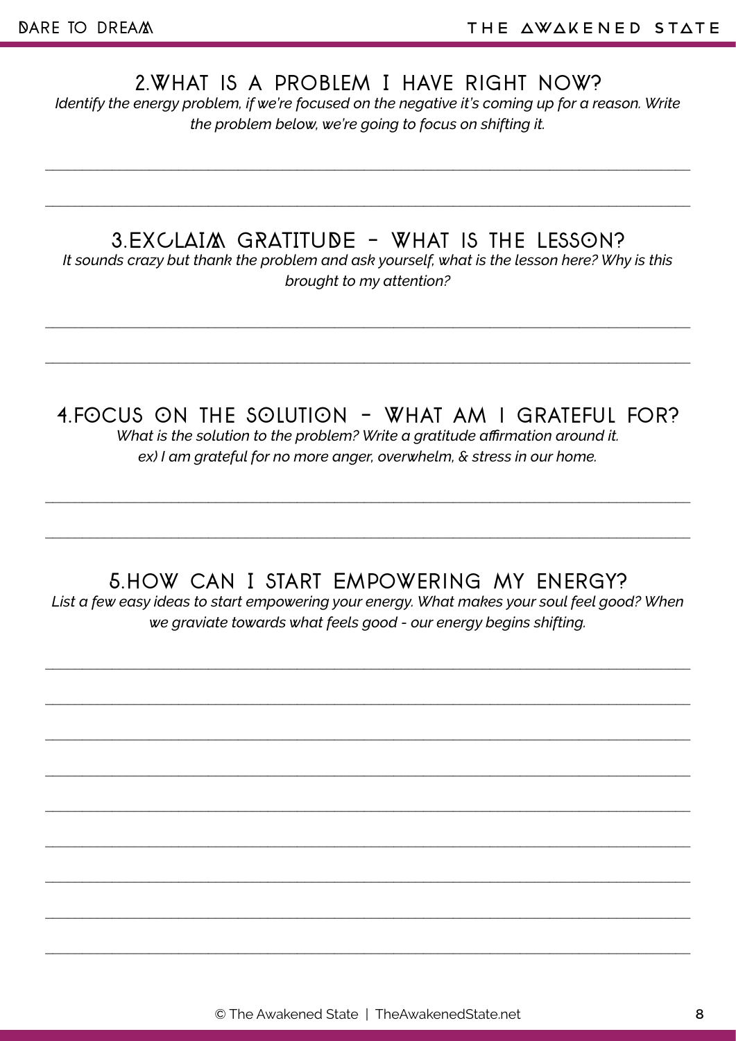## 2.WHAT IS A PROBLEM I HAVE RIGHT NOW?

*Identify the energy problem, if we're focused on the negative it's coming up for a reason. Write the problem below, we're going to focus on shifting it.*

---

---

## 3.EXCLAIM GRATITUDE - WHAT IS THE LESSON?

*It sounds crazy but thank the problem and ask yourself, what is the lesson here? Why is this brought to my attention?*

---

---

## 4.FOCUS ON THE SOLUTION - WHAT AM I GRATEFUL FOR?

*What is the solution to the problem? Write a gratitude affirmation around it.*
*ex) I am grateful for no more anger, overwhelm, & stress in our home.*

---

---

## 5.HOW CAN I START EMPOWERING MY ENERGY?

*List a few easy ideas to start empowering your energy. What makes your soul feel good? When we graviate towards what feels good - our energy begins shifting.*

---

---

---

---

---

---

---

---

---

© The Awakened State | TheAwakenedState.net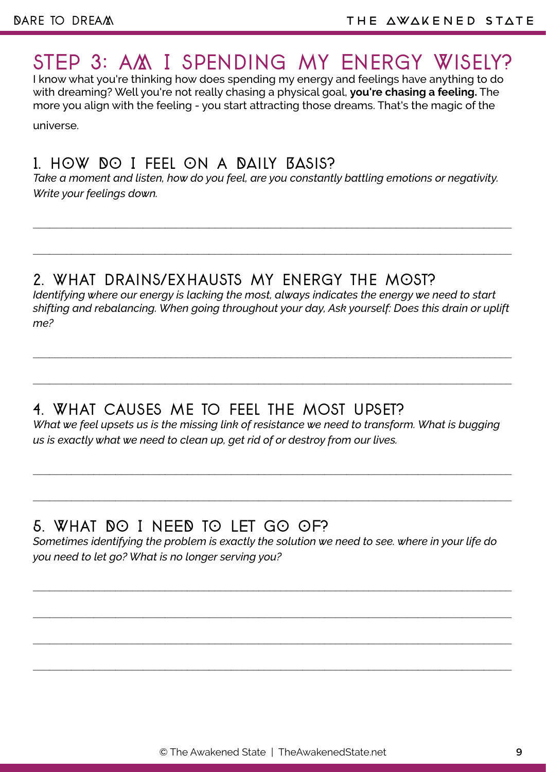# STEP 3: AM I SPENDING MY ENERGY WISELY?

I know what you're thinking how does spending my energy and feelings have anything to do with dreaming? Well you're not really chasing a physical goal, **you're chasing a feeling.** The more you align with the feeling - you start attracting those dreams. That's the magic of the universe.

## 1. HOW DO I FEEL ON A DAILY BASIS?

*Take a moment and listen, how do you feel, are you constantly battling emotions or negativity. Write your feelings down.*

______________________________________________________________________________

______________________________________________________________________________

## 2. WHAT DRAINS/EXHAUSTS MY ENERGY THE MOST?

*Identifying where our energy is lacking the most, always indicates the energy we need to start shifting and rebalancing. When going throughout your day, Ask yourself: Does this drain or uplift me?*

______________________________________________________________________________

______________________________________________________________________________

## 4. WHAT CAUSES ME TO FEEL THE MOST UPSET?

*What we feel upsets us is the missing link of resistance we need to transform. What is bugging us is exactly what we need to clean up, get rid of or destroy from our lives.*

______________________________________________________________________________

______________________________________________________________________________

## 5. WHAT DO I NEED TO LET GO OF?

*Sometimes identifying the problem is exactly the solution we need to see. where in your life do you need to let go? What is no longer serving you?*

______________________________________________________________________________

______________________________________________________________________________

______________________________________________________________________________

______________________________________________________________________________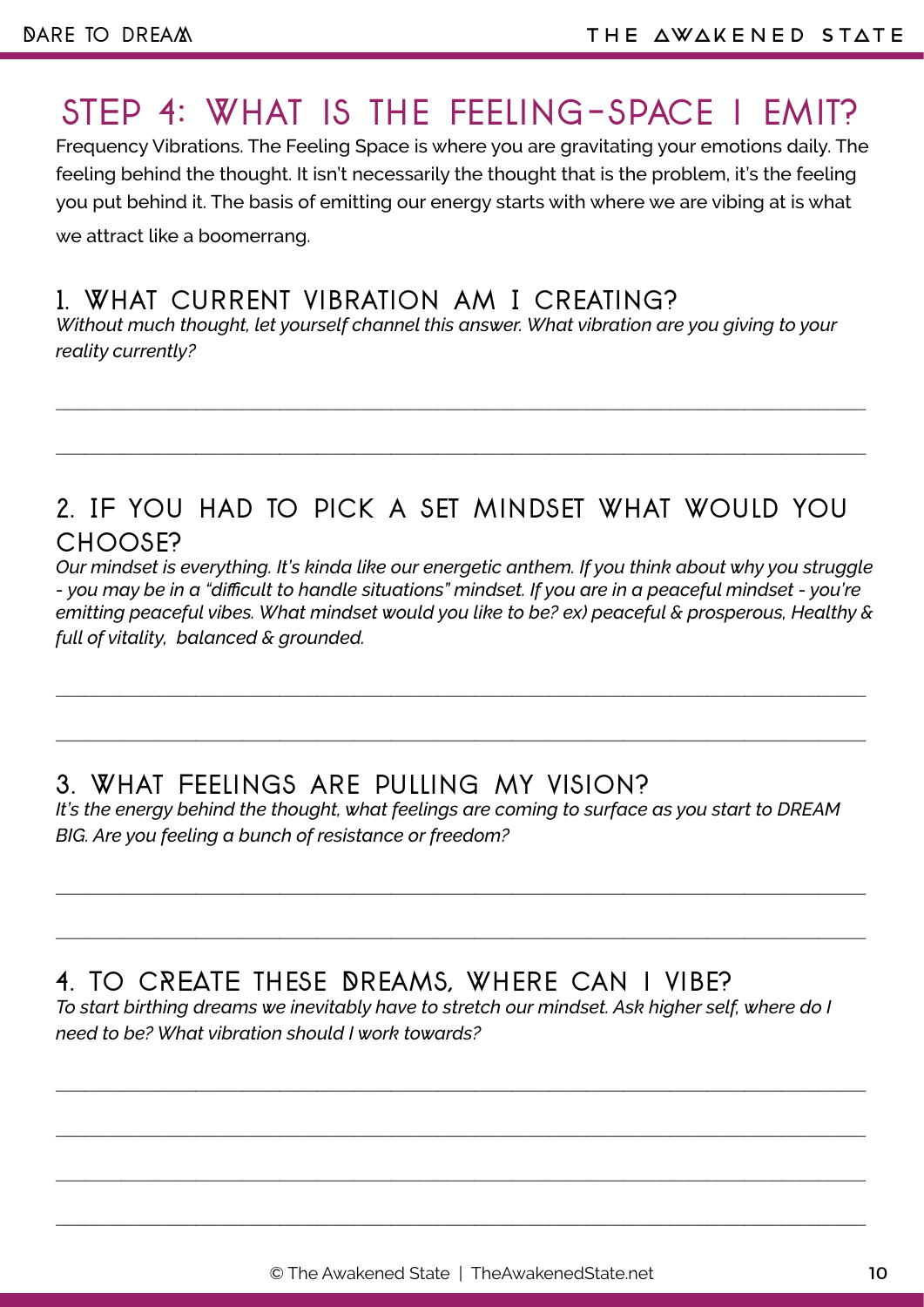# STEP 4: WHAT IS THE FEELING-SPACE I EMIT?

Frequency Vibrations. The Feeling Space is where you are gravitating your emotions daily. The feeling behind the thought. It isn't necessarily the thought that is the problem, it's the feeling you put behind it. The basis of emitting our energy starts with where we are vibing at is what we attract like a boomerrang.

## 1. WHAT CURRENT VIBRATION AM I CREATING?

*Without much thought, let yourself channel this answer. What vibration are you giving to your reality currently?*

______________________________________________________________________

______________________________________________________________________

## 2. IF YOU HAD TO PICK A SET MINDSET WHAT WOULD YOU CHOOSE?

*Our mindset is everything. It's kinda like our energetic anthem. If you think about why you struggle - you may be in a "difficult to handle situations" mindset. If you are in a peaceful mindset - you're emitting peaceful vibes. What mindset would you like to be? ex) peaceful & prosperous, Healthy & full of vitality, balanced & grounded.*

______________________________________________________________________

______________________________________________________________________

## 3. WHAT FEELINGS ARE PULLING MY VISION?

*It's the energy behind the thought, what feelings are coming to surface as you start to DREAM BIG. Are you feeling a bunch of resistance or freedom?*

______________________________________________________________________

______________________________________________________________________

## 4. TO CREATE THESE DREAMS, WHERE CAN I VIBE?

*To start birthing dreams we inevitably have to stretch our mindset. Ask higher self, where do I need to be? What vibration should I work towards?*

______________________________________________________________________

______________________________________________________________________

______________________________________________________________________

______________________________________________________________________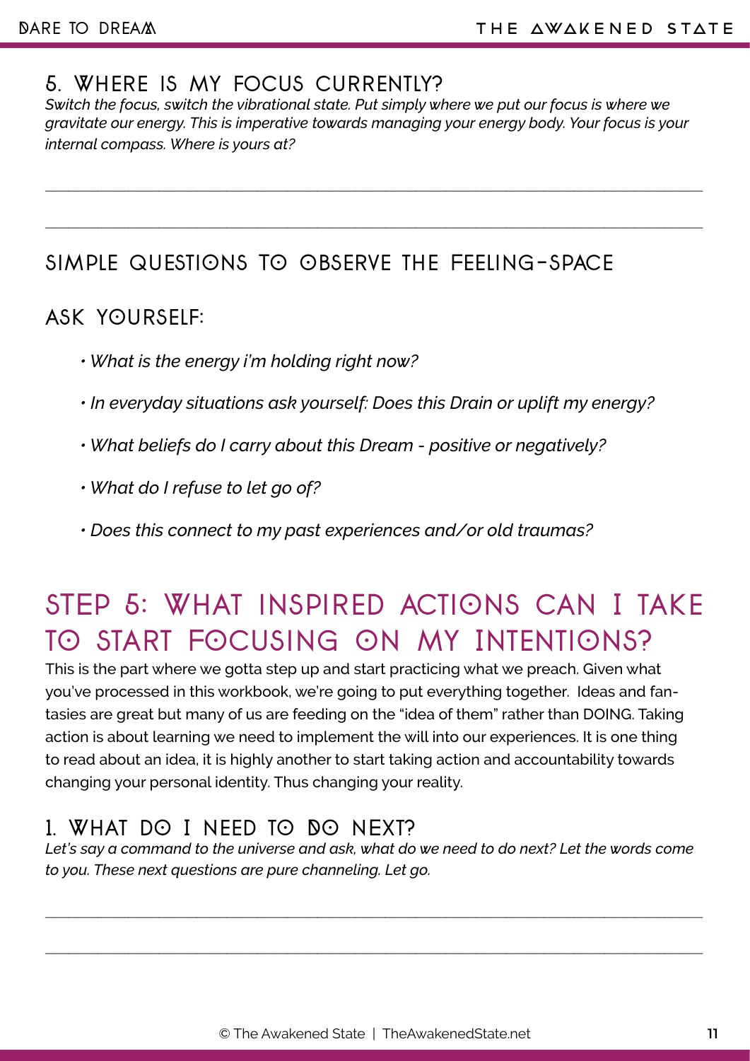### 5. WHERE IS MY FOCUS CURRENTLY?

*Switch the focus, switch the vibrational state. Put simply where we put our focus is where we gravitate our energy. This is imperative towards managing your energy body. Your focus is your internal compass. Where is yours at?*

\_\_\_\_\_\_\_\_\_\_\_\_\_\_\_\_\_\_\_\_\_\_\_\_\_\_\_\_\_\_\_\_\_\_\_\_\_\_\_\_\_\_\_\_\_\_\_\_\_\_\_\_\_\_\_\_\_\_\_\_\_\_\_\_\_\_\_\_\_\_\_\_\_\_\_\_

\_\_\_\_\_\_\_\_\_\_\_\_\_\_\_\_\_\_\_\_\_\_\_\_\_\_\_\_\_\_\_\_\_\_\_\_\_\_\_\_\_\_\_\_\_\_\_\_\_\_\_\_\_\_\_\_\_\_\_\_\_\_\_\_\_\_\_\_\_\_\_\_\_\_\_\_

### SIMPLE QUESTIONS TO OBSERVE THE FEELING-SPACE

### ASK YOURSELF:

- *What is the energy i'm holding right now?*
- *In everyday situations ask yourself: Does this Drain or uplift my energy?*
- *What beliefs do I carry about this Dream - positive or negatively?*
- *What do I refuse to let go of?*
- *Does this connect to my past experiences and/or old traumas?*

## STEP 5: WHAT INSPIRED ACTIONS CAN I TAKE TO START FOCUSING ON MY INTENTIONS?

This is the part where we gotta step up and start practicing what we preach. Given what you've processed in this workbook, we're going to put everything together. Ideas and fantasies are great but many of us are feeding on the "idea of them" rather than DOING. Taking action is about learning we need to implement the will into our experiences. It is one thing to read about an idea, it is highly another to start taking action and accountability towards changing your personal identity. Thus changing your reality.

### 1. WHAT DO I NEED TO DO NEXT?

*Let's say a command to the universe and ask, what do we need to do next? Let the words come to you. These next questions are pure channeling. Let go.*

\_\_\_\_\_\_\_\_\_\_\_\_\_\_\_\_\_\_\_\_\_\_\_\_\_\_\_\_\_\_\_\_\_\_\_\_\_\_\_\_\_\_\_\_\_\_\_\_\_\_\_\_\_\_\_\_\_\_\_\_\_\_\_\_\_\_\_\_\_\_\_\_\_\_\_\_

\_\_\_\_\_\_\_\_\_\_\_\_\_\_\_\_\_\_\_\_\_\_\_\_\_\_\_\_\_\_\_\_\_\_\_\_\_\_\_\_\_\_\_\_\_\_\_\_\_\_\_\_\_\_\_\_\_\_\_\_\_\_\_\_\_\_\_\_\_\_\_\_\_\_\_\_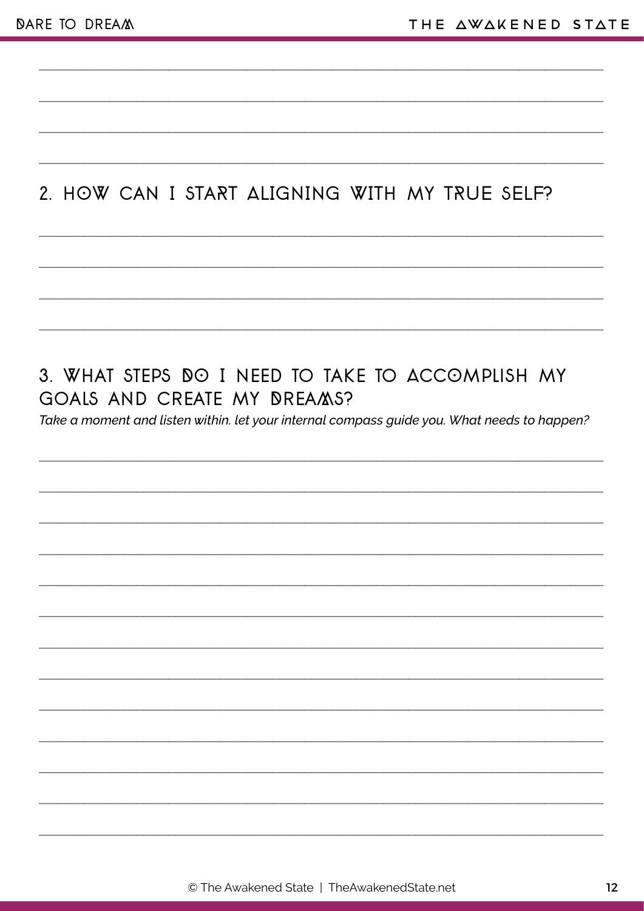## 2. HOW CAN I START ALIGNING WITH MY TRUE SELF?

## 3. WHAT STEPS DO I NEED TO TAKE TO ACCOMPLISH MY GOALS AND CREATE MY DREAMS?

*Take a moment and listen within. let your internal compass guide you. What needs to happen?*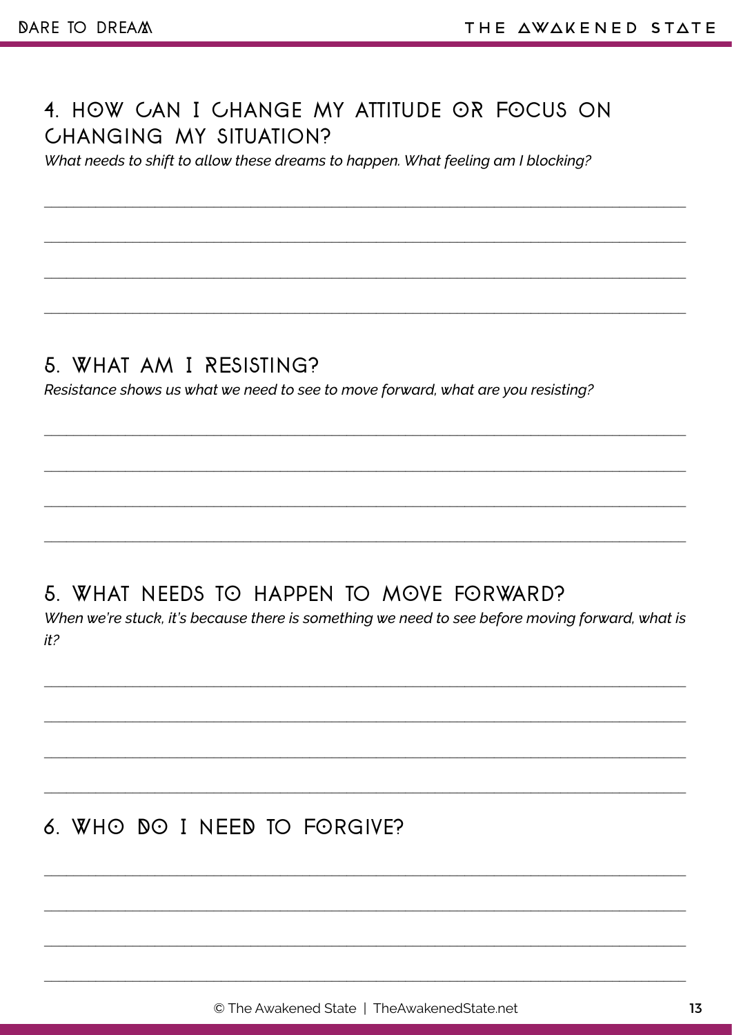## 4. HOW CAN I CHANGE MY ATTITUDE OR FOCUS ON CHANGING MY SITUATION?

*What needs to shift to allow these dreams to happen. What feeling am I blocking?*

______________________________________________________________________________

______________________________________________________________________________

______________________________________________________________________________

______________________________________________________________________________

## 5. WHAT AM I RESISTING?

*Resistance shows us what we need to see to move forward, what are you resisting?*

______________________________________________________________________________

______________________________________________________________________________

______________________________________________________________________________

______________________________________________________________________________

## 5. WHAT NEEDS TO HAPPEN TO MOVE FORWARD?

*When we're stuck, it's because there is something we need to see before moving forward, what is it?*

______________________________________________________________________________

______________________________________________________________________________

______________________________________________________________________________

______________________________________________________________________________

## 6. WHO DO I NEED TO FORGIVE?

______________________________________________________________________________

______________________________________________________________________________

______________________________________________________________________________

______________________________________________________________________________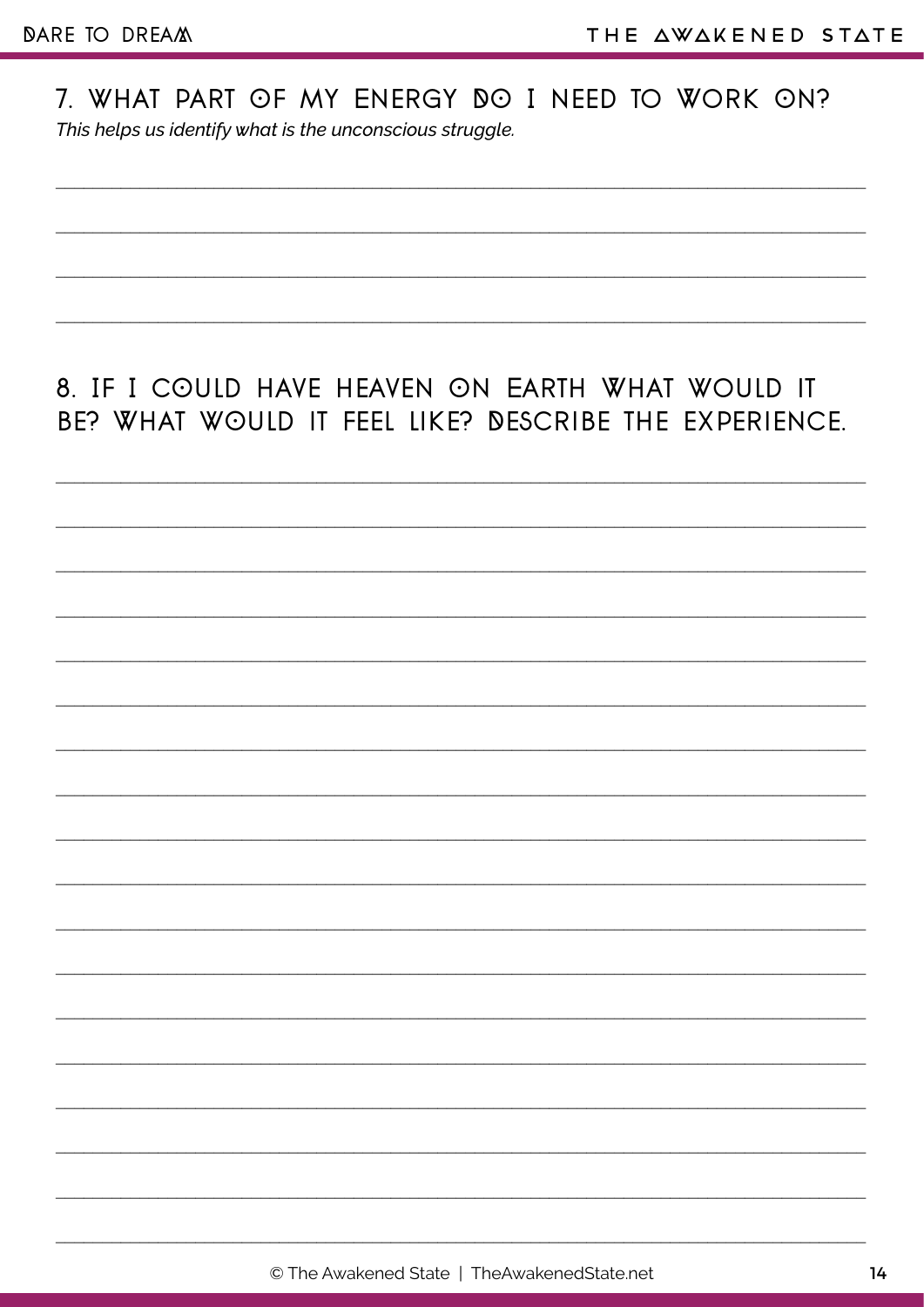## 7. WHAT PART OF MY ENERGY DO I NEED TO WORK ON?

*This helps us identify what is the unconscious struggle.*

## 8. IF I COULD HAVE HEAVEN ON EARTH WHAT WOULD IT BE? WHAT WOULD IT FEEL LIKE? DESCRIBE THE EXPERIENCE.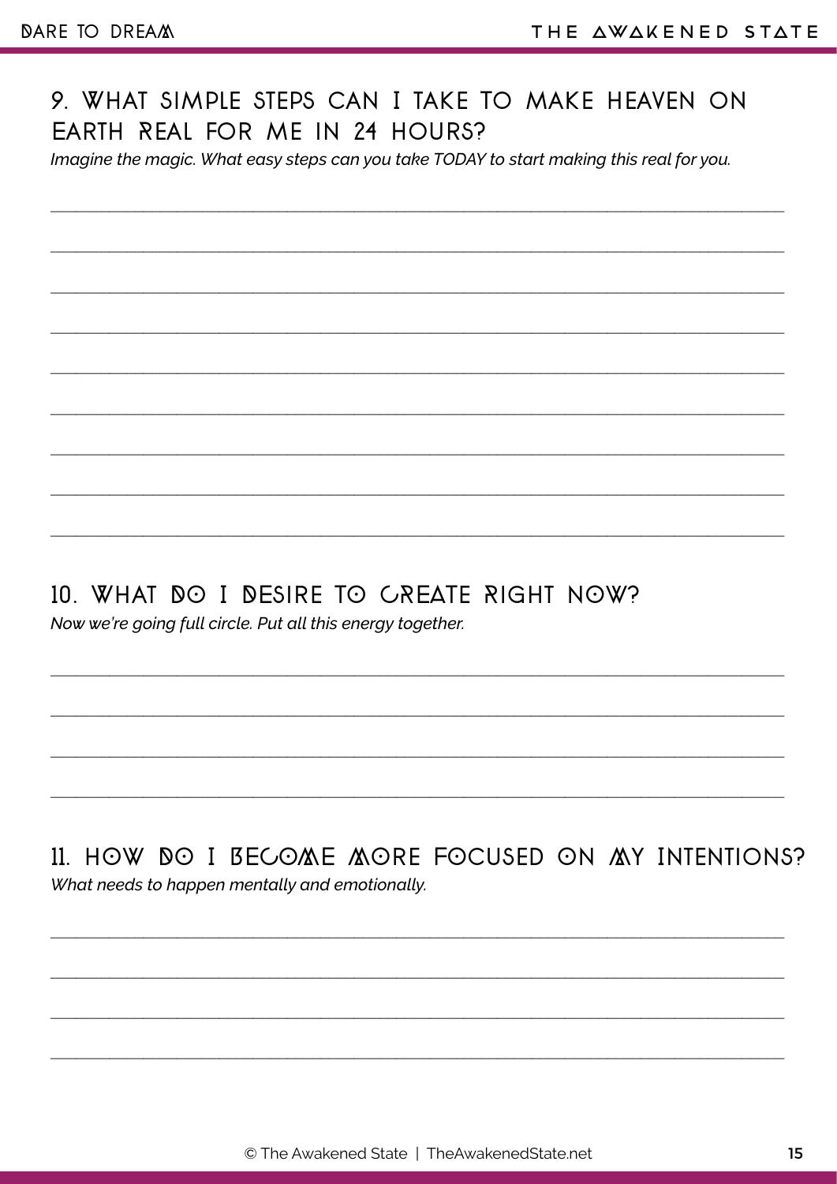## 9. WHAT SIMPLE STEPS CAN I TAKE TO MAKE HEAVEN ON EARTH REAL FOR ME IN 24 HOURS?

*Imagine the magic. What easy steps can you take TODAY to start making this real for you.*

## 10. WHAT DO I DESIRE TO CREATE RIGHT NOW?

*Now we're going full circle. Put all this energy together.*

## 11. HOW DO I BECOME MORE FOCUSED ON MY INTENTIONS?

*What needs to happen mentally and emotionally.*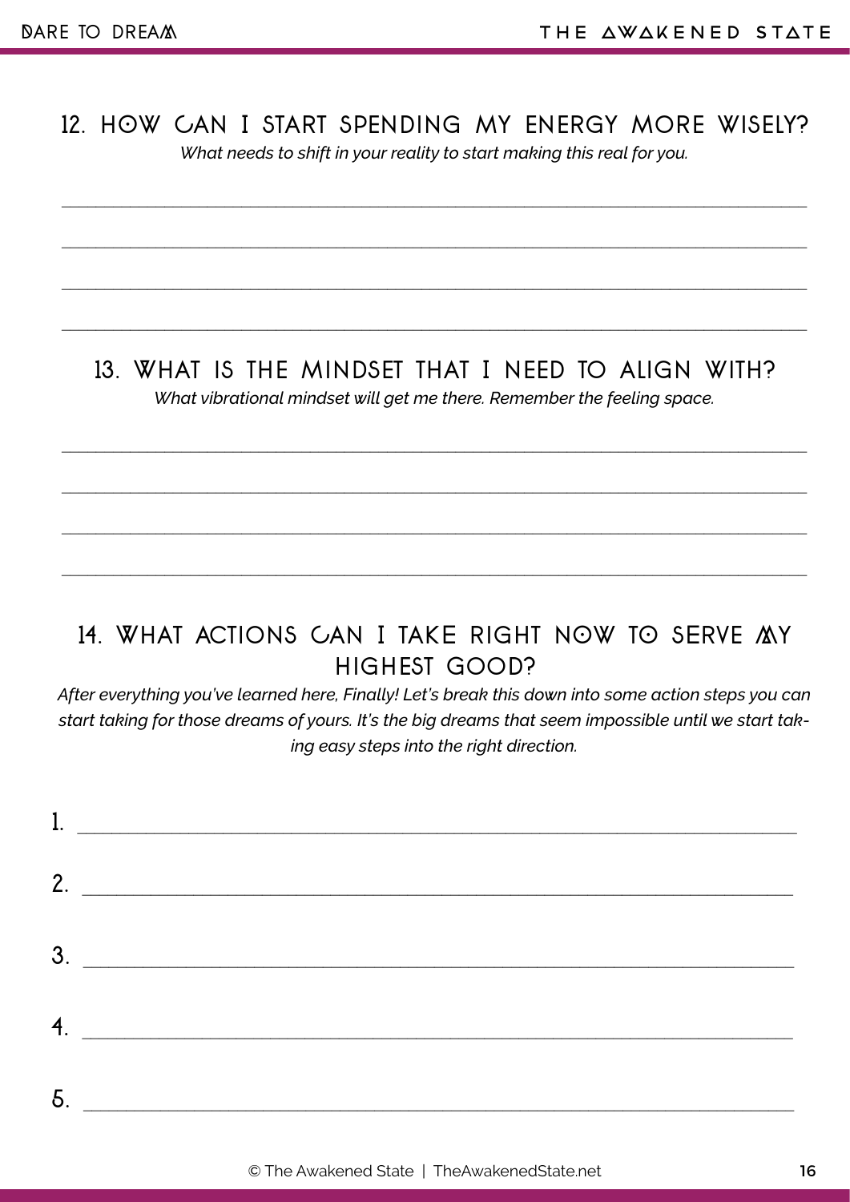## 12. HOW CAN I START SPENDING MY ENERGY MORE WISELY?

*What needs to shift in your reality to start making this real for you.*

______________________________________________________________________________

______________________________________________________________________________

______________________________________________________________________________

______________________________________________________________________________

## 13. WHAT IS THE MINDSET THAT I NEED TO ALIGN WITH?

*What vibrational mindset will get me there. Remember the feeling space.*

______________________________________________________________________________

______________________________________________________________________________

______________________________________________________________________________

______________________________________________________________________________

## 14. WHAT ACTIONS CAN I TAKE RIGHT NOW TO SERVE MY HIGHEST GOOD?

*After everything you've learned here, Finally! Let's break this down into some action steps you can start taking for those dreams of yours. It's the big dreams that seem impossible until we start taking easy steps into the right direction.*

1. ______________________________________________________________________________
2. ______________________________________________________________________________
3. ______________________________________________________________________________
4. ______________________________________________________________________________
5. ______________________________________________________________________________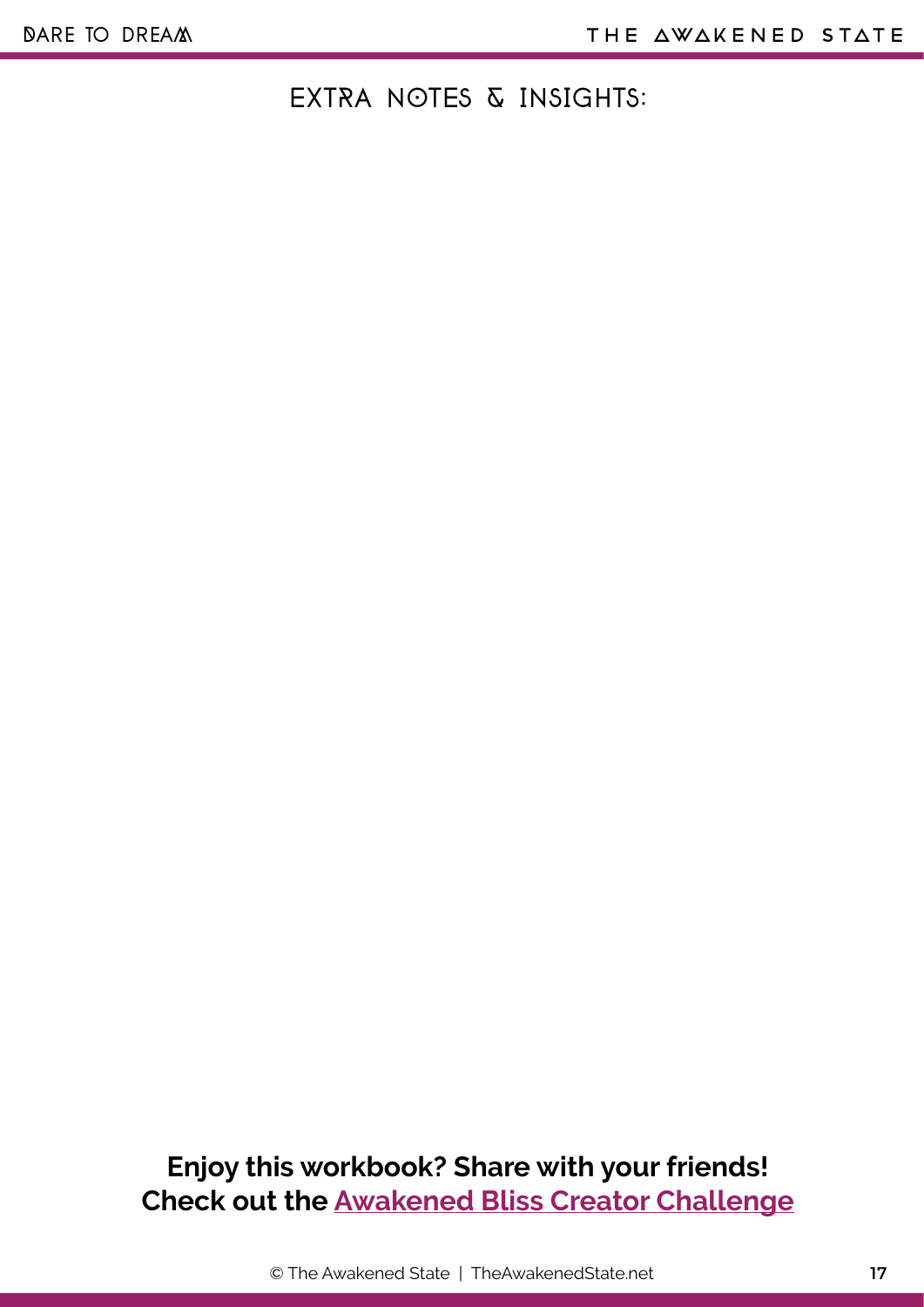## EXTRA NOTES & INSIGHTS:

**Enjoy this workbook? Share with your friends!**
**Check out the [Awakened Bliss Creator Challenge]()**